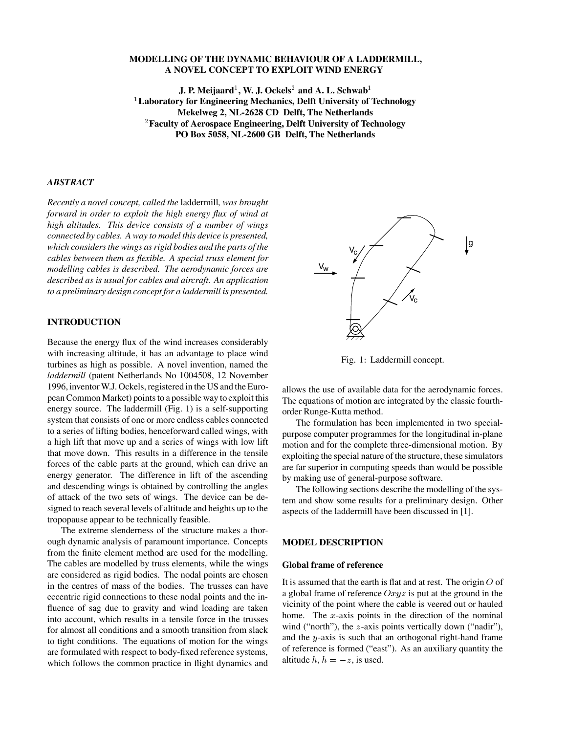# MODELLING OF THE DYNAMIC BEHAVIOUR OF A LADDERMILL, A NOVEL CONCEPT TO EXPLOIT WIND ENERGY

**J. P. Meijaard[1], W. J. Ockels[2] and A. L. Schwab[1]**

[1] **Laboratory for Engineering Mechanics, Delft University of Technology**
**Mekelweg 2, NL-2628 CD Delft, The Netherlands**
[2] **Faculty of Aerospace Engineering, Delft University of Technology**
**PO Box 5058, NL-2600 GB Delft, The Netherlands**

### *ABSTRACT*

*Recently a novel concept, called the* laddermill*, was brought forward in order to exploit the high energy flux of wind at high altitudes. This device consists of a number of wings connected by cables. A way to model this device is presented, which considers the wings as rigid bodies and the parts of the cables between them as flexible. A special truss element for modelling cables is described. The aerodynamic forces are described as is usual for cables and aircraft. An application to a preliminary design concept for a laddermill is presented.*

## INTRODUCTION

Because the energy flux of the wind increases considerably with increasing altitude, it has an advantage to place wind turbines as high as possible. A novel invention, named the *laddermill* (patent Netherlands No 1004508, 12 November 1996, inventor W.J. Ockels, registered in the US and the European Common Market) points to a possible way to exploit this energy source. The laddermill (Fig. 1) is a self-supporting system that consists of one or more endless cables connected to a series of lifting bodies, henceforward called wings, with a high lift that move up and a series of wings with low lift that move down. This results in a difference in the tensile forces of the cable parts at the ground, which can drive an energy generator. The difference in lift of the ascending and descending wings is obtained by controlling the angles of attack of the two sets of wings. The device can be designed to reach several levels of altitude and heights up to the tropopause appear to be technically feasible.

The extreme slenderness of the structure makes a thorough dynamic analysis of paramount importance. Concepts from the finite element method are used for the modelling. The cables are modelled by truss elements, while the wings are considered as rigid bodies. The nodal points are chosen in the centres of mass of the bodies. The trusses can have eccentric rigid connections to these nodal points and the influence of sag due to gravity and wind loading are taken into account, which results in a tensile force in the trusses for almost all conditions and a smooth transition from slack to tight conditions. The equations of motion for the wings are formulated with respect to body-fixed reference systems, which follows the common practice in flight dynamics and allows the use of available data for the aerodynamic forces. The equations of motion are integrated by the classic fourth-order Runge-Kutta method.

Fig. 1: Laddermill concept.

The formulation has been implemented in two special-purpose computer programmes for the longitudinal in-plane motion and for the complete three-dimensional motion. By exploiting the special nature of the structure, these simulators are far superior in computing speeds than would be possible by making use of general-purpose software.

The following sections describe the modelling of the system and show some results for a preliminary design. Other aspects of the laddermill have been discussed in [1].

## MODEL DESCRIPTION

### Global frame of reference

It is assumed that the earth is flat and at rest. The origin $O$ of a global frame of reference $Oxyz$ is put at the ground in the vicinity of the point where the cable is veered out or hauled home. The $x$-axis points in the direction of the nominal wind ("north"), the $z$-axis points vertically down ("nadir"), and the $y$-axis is such that an orthogonal right-hand frame of reference is formed ("east"). As an auxiliary quantity the altitude $h$, $h = -z$, is used.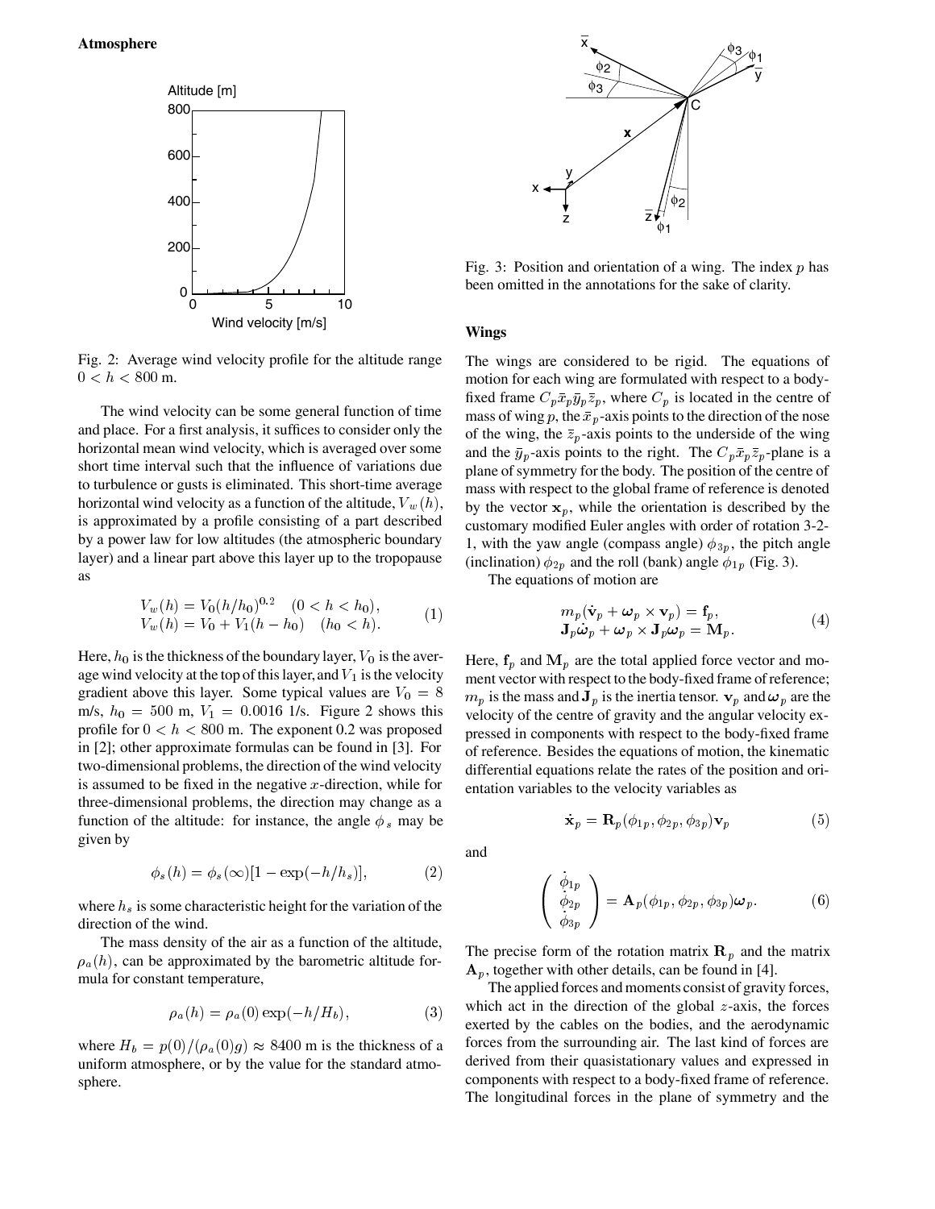### Atmosphere

Fig. 2: Average wind velocity profile for the altitude range $0 < h < 800$ m.

The wind velocity can be some general function of time and place. For a first analysis, it suffices to consider only the horizontal mean wind velocity, which is averaged over some short time interval such that the influence of variations due to turbulence or gusts is eliminated. This short-time average horizontal wind velocity as a function of the altitude, $V_w(h)$, is approximated by a profile consisting of a part described by a power law for low altitudes (the atmospheric boundary layer) and a linear part above this layer up to the tropopause as

$$
\begin{aligned}
V_w(h) &= V_0(h/h_0)^{0.2} \quad (0 < h < h_0), \\
V_w(h) &= V_0 + V_1(h - h_0) \quad (h_0 < h).
\end{aligned} \tag{1}
$$

Here, $h_0$ is the thickness of the boundary layer, $V_0$ is the average wind velocity at the top of this layer, and $V_1$ is the velocity gradient above this layer. Some typical values are $V_0 = 8$ m/s, $h_0 = 500$ m, $V_1 = 0.0016$ 1/s. Figure 2 shows this profile for $0 < h < 800$ m. The exponent 0.2 was proposed in [2]; other approximate formulas can be found in [3]. For two-dimensional problems, the direction of the wind velocity is assumed to be fixed in the negative $x$-direction, while for three-dimensional problems, the direction may change as a function of the altitude: for instance, the angle $\phi_s$ may be given by

$$
\phi_s(h) = \phi_s(\infty)[1 - \exp(-h/h_s)], \tag{2}
$$

where $h_s$ is some characteristic height for the variation of the direction of the wind.

The mass density of the air as a function of the altitude, $\rho_a(h)$, can be approximated by the barometric altitude formula for constant temperature,

$$
\rho_a(h) = \rho_a(0)\exp(-h/H_b), \tag{3}
$$

where $H_b = p(0)/(\rho_a(0)g) \approx 8400$ m is the thickness of a uniform atmosphere, or by the value for the standard atmosphere.

Fig. 3: Position and orientation of a wing. The index $p$ has been omitted in the annotations for the sake of clarity.

### Wings

The wings are considered to be rigid. The equations of motion for each wing are formulated with respect to a body-fixed frame $C_p\bar{x}_p\bar{y}_p\bar{z}_p$, where $C_p$ is located in the centre of mass of wing $p$, the $\bar{x}_p$-axis points to the direction of the nose of the wing, the $\bar{z}_p$-axis points to the underside of the wing and the $\bar{y}_p$-axis points to the right. The $C_p\bar{x}_p\bar{z}_p$-plane is a plane of symmetry for the body. The position of the centre of mass with respect to the global frame of reference is denoted by the vector $\mathbf{x}_p$, while the orientation is described by the customary modified Euler angles with order of rotation 3-2-1, with the yaw angle (compass angle) $\phi_{3p}$, the pitch angle (inclination) $\phi_{2p}$ and the roll (bank) angle $\phi_{1p}$ (Fig. 3).

The equations of motion are

$$
\begin{aligned}
m_p(\dot{\mathbf{v}}_p + \boldsymbol{\omega}_p \times \mathbf{v}_p) &= \mathbf{f}_p, \\
\mathbf{J}_p\dot{\boldsymbol{\omega}}_p + \boldsymbol{\omega}_p \times \mathbf{J}_p\boldsymbol{\omega}_p &= \mathbf{M}_p.
\end{aligned} \tag{4}
$$

Here, $\mathbf{f}_p$ and $\mathbf{M}_p$ are the total applied force vector and moment vector with respect to the body-fixed frame of reference; $m_p$ is the mass and $\mathbf{J}_p$ is the inertia tensor. $\mathbf{v}_p$ and $\boldsymbol{\omega}_p$ are the velocity of the centre of gravity and the angular velocity expressed in components with respect to the body-fixed frame of reference. Besides the equations of motion, the kinematic differential equations relate the rates of the position and orientation variables to the velocity variables as

$$
\dot{\mathbf{x}}_p = \mathbf{R}_p(\phi_{1p}, \phi_{2p}, \phi_{3p})\mathbf{v}_p \tag{5}
$$

and

$$
\begin{pmatrix} \dot{\phi}_{1p} \\ \dot{\phi}_{2p} \\ \dot{\phi}_{3p} \end{pmatrix} = \mathbf{A}_p(\phi_{1p}, \phi_{2p}, \phi_{3p})\boldsymbol{\omega}_p. \tag{6}
$$

The precise form of the rotation matrix $\mathbf{R}_p$ and the matrix $\mathbf{A}_p$, together with other details, can be found in [4].

The applied forces and moments consist of gravity forces, which act in the direction of the global $z$-axis, the forces exerted by the cables on the bodies, and the aerodynamic forces from the surrounding air. The last kind of forces are derived from their quasistationary values and expressed in components with respect to a body-fixed frame of reference. The longitudinal forces in the plane of symmetry and the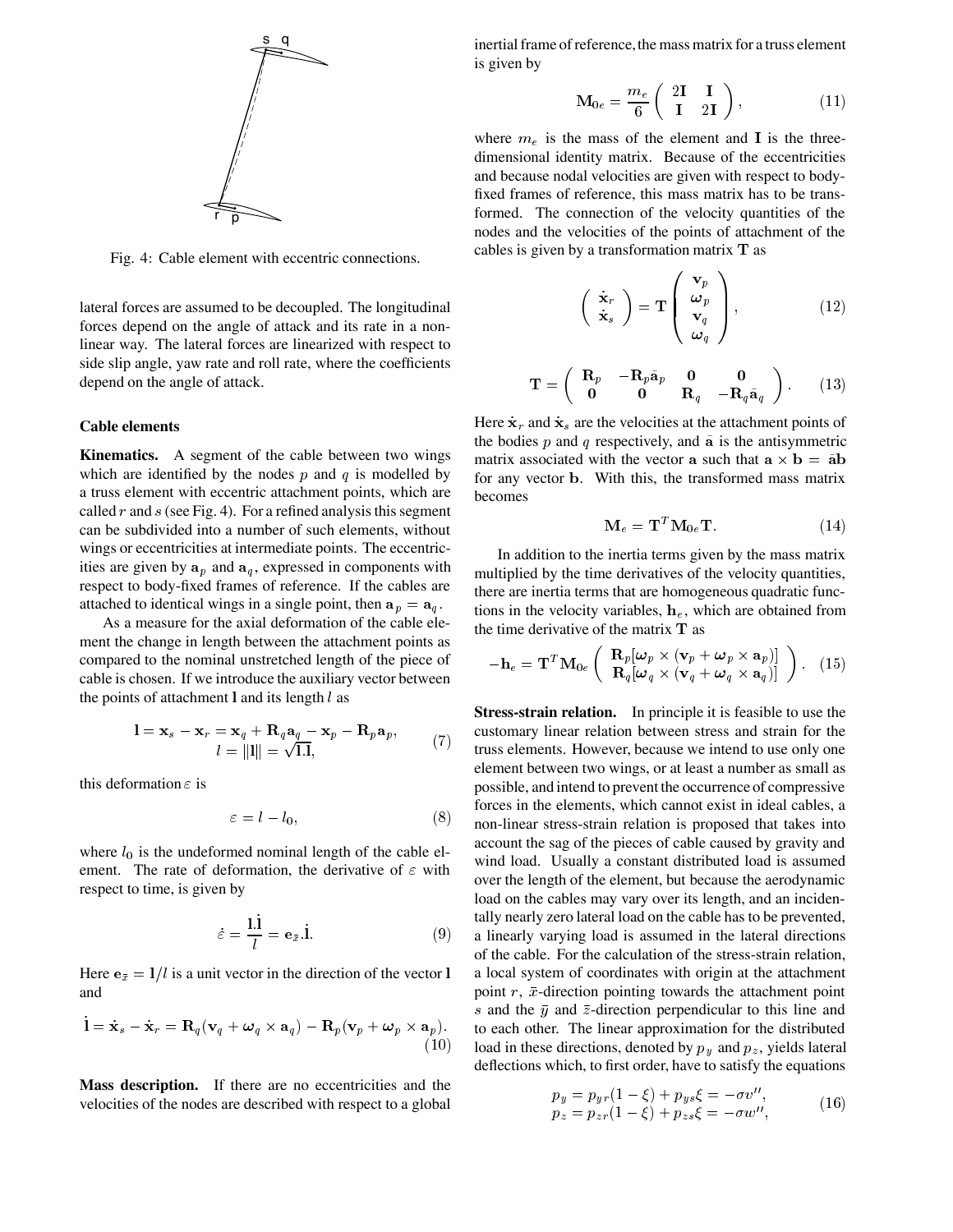Fig. 4: Cable element with eccentric connections.

lateral forces are assumed to be decoupled. The longitudinal forces depend on the angle of attack and its rate in a non-linear way. The lateral forces are linearized with respect to side slip angle, yaw rate and roll rate, where the coefficients depend on the angle of attack.

### Cable elements

**Kinematics.** A segment of the cable between two wings which are identified by the nodes $p$ and $q$ is modelled by a truss element with eccentric attachment points, which are called $r$ and $s$ (see Fig. 4). For a refined analysis this segment can be subdivided into a number of such elements, without wings or eccentricities at intermediate points. The eccentricities are given by $\mathbf{a}_p$ and $\mathbf{a}_q$, expressed in components with respect to body-fixed frames of reference. If the cables are attached to identical wings in a single point, then $\mathbf{a}_p = \mathbf{a}_q$.

As a measure for the axial deformation of the cable element the change in length between the attachment points as compared to the nominal unstretched length of the piece of cable is chosen. If we introduce the auxiliary vector between the points of attachment $\mathbf{l}$ and its length $l$ as

$$
\begin{aligned}
\mathbf{l} &= \mathbf{x}_s - \mathbf{x}_r = \mathbf{x}_q + \mathbf{R}_q\mathbf{a}_q - \mathbf{x}_p - \mathbf{R}_p\mathbf{a}_p, \\
l &= \|\mathbf{l}\| = \sqrt{\mathbf{l}.\mathbf{l}},
\end{aligned}
\tag{7}
$$

this deformation $\varepsilon$ is

$$
\varepsilon = l - l_0, \tag{8}
$$

where $l_0$ is the undeformed nominal length of the cable element. The rate of deformation, the derivative of $\varepsilon$ with respect to time, is given by

$$
\dot{\varepsilon} = \frac{\mathbf{l}.\dot{\mathbf{l}}}{l} = \mathbf{e}_{\bar{x}}.\dot{\mathbf{l}}. \tag{9}
$$

Here $\mathbf{e}_{\bar{x}} = \mathbf{l}/l$ is a unit vector in the direction of the vector $\mathbf{l}$ and

$$
\dot{\mathbf{l}} = \dot{\mathbf{x}}_s - \dot{\mathbf{x}}_r = \mathbf{R}_q(\mathbf{v}_q + \boldsymbol{\omega}_q \times \mathbf{a}_q) - \mathbf{R}_p(\mathbf{v}_p + \boldsymbol{\omega}_p \times \mathbf{a}_p). \tag{10}
$$

**Mass description.** If there are no eccentricities and the velocities of the nodes are described with respect to a global inertial frame of reference, the mass matrix for a truss element is given by

$$
\mathbf{M}_{0e} = \frac{m_e}{6}\begin{pmatrix} 2\mathbf{I} & \mathbf{I} \\ \mathbf{I} & 2\mathbf{I} \end{pmatrix}, \tag{11}
$$

where $m_e$ is the mass of the element and $\mathbf{I}$ is the three-dimensional identity matrix. Because of the eccentricities and because nodal velocities are given with respect to body-fixed frames of reference, this mass matrix has to be transformed. The connection of the velocity quantities of the nodes and the velocities of the points of attachment of the cables is given by a transformation matrix $\mathbf{T}$ as

$$
\begin{pmatrix} \dot{\mathbf{x}}_r \\ \dot{\mathbf{x}}_s \end{pmatrix} = \mathbf{T}\begin{pmatrix} \mathbf{v}_p \\ \boldsymbol{\omega}_p \\ \mathbf{v}_q \\ \boldsymbol{\omega}_q \end{pmatrix}, \tag{12}
$$

$$
\mathbf{T} = \begin{pmatrix} \mathbf{R}_p & -\mathbf{R}_p\tilde{\mathbf{a}}_p & \mathbf{0} & \mathbf{0} \\ \mathbf{0} & \mathbf{0} & \mathbf{R}_q & -\mathbf{R}_q\tilde{\mathbf{a}}_q \end{pmatrix}. \tag{13}
$$

Here $\dot{\mathbf{x}}_r$ and $\dot{\mathbf{x}}_s$ are the velocities at the attachment points of the bodies $p$ and $q$ respectively, and $\tilde{\mathbf{a}}$ is the antisymmetric matrix associated with the vector $\mathbf{a}$ such that $\mathbf{a} \times \mathbf{b} = \tilde{\mathbf{a}}\mathbf{b}$ for any vector $\mathbf{b}$. With this, the transformed mass matrix becomes

$$
\mathbf{M}_e = \mathbf{T}^T\mathbf{M}_{0e}\mathbf{T}. \tag{14}
$$

In addition to the inertia terms given by the mass matrix multiplied by the time derivatives of the velocity quantities, there are inertia terms that are homogeneous quadratic functions in the velocity variables, $\mathbf{h}_e$, which are obtained from the time derivative of the matrix $\mathbf{T}$ as

$$
-\mathbf{h}_e = \mathbf{T}^T\mathbf{M}_{0e}\begin{pmatrix} \mathbf{R}_p[\boldsymbol{\omega}_p \times (\mathbf{v}_p + \boldsymbol{\omega}_p \times \mathbf{a}_p)] \\ \mathbf{R}_q[\boldsymbol{\omega}_q \times (\mathbf{v}_q + \boldsymbol{\omega}_q \times \mathbf{a}_q)] \end{pmatrix}. \tag{15}
$$

**Stress-strain relation.** In principle it is feasible to use the customary linear relation between stress and strain for the truss elements. However, because we intend to use only one element between two wings, or at least a number as small as possible, and intend to prevent the occurrence of compressive forces in the elements, which cannot exist in ideal cables, a non-linear stress-strain relation is proposed that takes into account the sag of the pieces of cable caused by gravity and wind load. Usually a constant distributed load is assumed over the length of the element, but because the aerodynamic load on the cables may vary over its length, and an incidentally nearly zero lateral load on the cable has to be prevented, a linearly varying load is assumed in the lateral directions of the cable. For the calculation of the stress-strain relation, a local system of coordinates with origin at the attachment point $r$, $\bar{x}$-direction pointing towards the attachment point $s$ and the $\bar{y}$ and $\bar{z}$-direction perpendicular to this line and to each other. The linear approximation for the distributed load in these directions, denoted by $p_y$ and $p_z$, yields lateral deflections which, to first order, have to satisfy the equations

$$
\begin{aligned}
p_y &= p_{yr}(1-\xi) + p_{ys}\xi = -\sigma v'', \\
p_z &= p_{zr}(1-\xi) + p_{zs}\xi = -\sigma w'',
\end{aligned}
\tag{16}
$$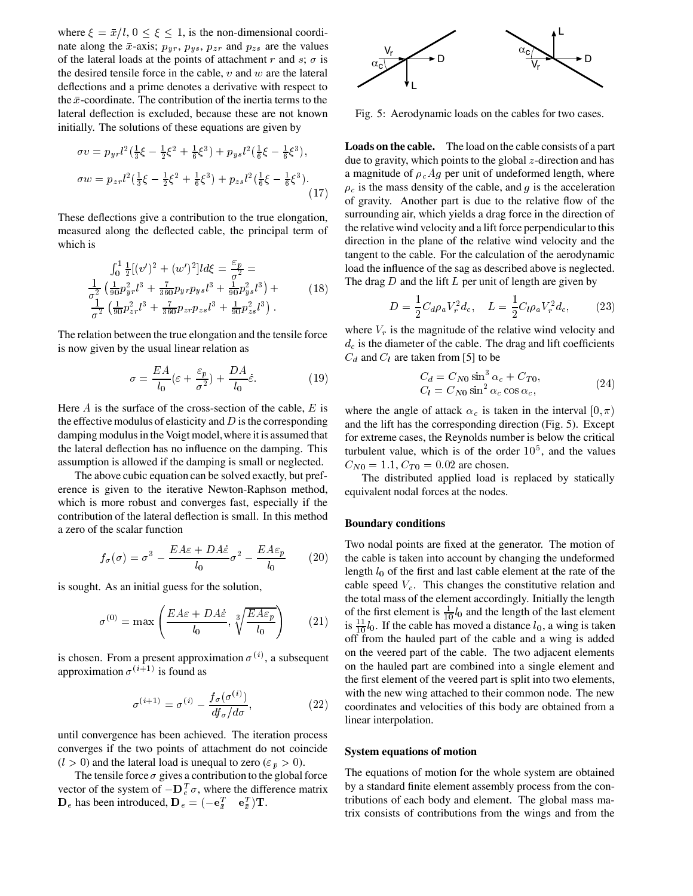where $\xi = \bar{x}/l$, $0 \leq \xi \leq 1$, is the non-dimensional coordinate along the $\bar{x}$-axis; $p_{yr}$, $p_{ys}$, $p_{zr}$ and $p_{zs}$ are the values of the lateral loads at the points of attachment $r$ and $s$; $\sigma$ is the desired tensile force in the cable, $v$ and $w$ are the lateral deflections and a prime denotes a derivative with respect to the $\bar{x}$-coordinate. The contribution of the inertia terms to the lateral deflection is excluded, because these are not known initially. The solutions of these equations are given by

$$
\begin{aligned}
\sigma v &= p_{yr} l^2 (\tfrac{1}{3}\xi - \tfrac{1}{2}\xi^2 + \tfrac{1}{6}\xi^3) + p_{ys} l^2 (\tfrac{1}{6}\xi - \tfrac{1}{6}\xi^3), \\
\sigma w &= p_{zr} l^2 (\tfrac{1}{3}\xi - \tfrac{1}{2}\xi^2 + \tfrac{1}{6}\xi^3) + p_{zs} l^2 (\tfrac{1}{6}\xi - \tfrac{1}{6}\xi^3).
\end{aligned}
\tag{17}
$$

These deflections give a contribution to the true elongation, measured along the deflected cable, the principal term of which is

$$
\begin{aligned}
&\int_0^1 \tfrac{1}{2}[(v')^2 + (w')^2] l d\xi = \frac{\varepsilon_p}{\sigma^2} = \\
&\frac{1}{\sigma^2}\left(\tfrac{1}{90}p_{yr}^2 l^3 + \tfrac{7}{360}p_{yr}p_{ys} l^3 + \tfrac{1}{90}p_{ys}^2 l^3\right) + \\
&\frac{1}{\sigma^2}\left(\tfrac{1}{90}p_{zr}^2 l^3 + \tfrac{7}{360}p_{zr}p_{zs} l^3 + \tfrac{1}{90}p_{zs}^2 l^3\right).
\end{aligned}
\tag{18}
$$

The relation between the true elongation and the tensile force is now given by the usual linear relation as

$$
\sigma = \frac{EA}{l_0}(\varepsilon + \frac{\varepsilon_p}{\sigma^2}) + \frac{DA}{l_0}\dot{\varepsilon}. \tag{19}
$$

Here $A$ is the surface of the cross-section of the cable, $E$ is the effective modulus of elasticity and $D$ is the corresponding damping modulus in the Voigt model, where it is assumed that the lateral deflection has no influence on the damping. This assumption is allowed if the damping is small or neglected.

The above cubic equation can be solved exactly, but preference is given to the iterative Newton-Raphson method, which is more robust and converges fast, especially if the contribution of the lateral deflection is small. In this method a zero of the scalar function

$$
f_\sigma(\sigma) = \sigma^3 - \frac{EA\varepsilon + DA\dot{\varepsilon}}{l_0}\sigma^2 - \frac{EA\varepsilon_p}{l_0} \tag{20}
$$

is sought. As an initial guess for the solution,

$$
\sigma^{(0)} = \max\left(\frac{EA\varepsilon + DA\dot{\varepsilon}}{l_0}, \sqrt[3]{\frac{EA\varepsilon_p}{l_0}}\right) \tag{21}
$$

is chosen. From a present approximation $\sigma^{(i)}$, a subsequent approximation $\sigma^{(i+1)}$ is found as

$$
\sigma^{(i+1)} = \sigma^{(i)} - \frac{f_\sigma(\sigma^{(i)})}{df_\sigma/d\sigma}, \tag{22}
$$

until convergence has been achieved. The iteration process converges if the two points of attachment do not coincide ($l > 0$) and the lateral load is unequal to zero ($\varepsilon_p > 0$).

The tensile force $\sigma$ gives a contribution to the global force vector of the system of $-\mathbf{D}_e^T\sigma$, where the difference matrix $\mathbf{D}_e$ has been introduced, $\mathbf{D}_e = (-\mathbf{e}_{\bar{x}}^T \quad \mathbf{e}_{\bar{x}}^T)\mathbf{T}$.

Fig. 5: Aerodynamic loads on the cables for two cases.

**Loads on the cable.** The load on the cable consists of a part due to gravity, which points to the global $z$-direction and has a magnitude of $\rho_c A g$ per unit of undeformed length, where $\rho_c$ is the mass density of the cable, and $g$ is the acceleration of gravity. Another part is due to the relative flow of the surrounding air, which yields a drag force in the direction of the relative wind velocity and a lift force perpendicular to this direction in the plane of the relative wind velocity and the tangent to the cable. For the calculation of the aerodynamic load the influence of the sag as described above is neglected. The drag $D$ and the lift $L$ per unit of length are given by

$$
D = \frac{1}{2}C_d \rho_a V_r^2 d_c, \quad L = \frac{1}{2}C_l \rho_a V_r^2 d_c, \tag{23}
$$

where $V_r$ is the magnitude of the relative wind velocity and $d_c$ is the diameter of the cable. The drag and lift coefficients $C_d$ and $C_l$ are taken from [5] to be

$$
\begin{aligned}
C_d &= C_{N0}\sin^3\alpha_c + C_{T0}, \\
C_l &= C_{N0}\sin^2\alpha_c\cos\alpha_c,
\end{aligned}
\tag{24}
$$

where the angle of attack $\alpha_c$ is taken in the interval $[0, \pi)$ and the lift has the corresponding direction (Fig. 5). Except for extreme cases, the Reynolds number is below the critical turbulent value, which is of the order $10^5$, and the values $C_{N0} = 1.1$, $C_{T0} = 0.02$ are chosen.

The distributed applied load is replaced by statically equivalent nodal forces at the nodes.

### Boundary conditions

Two nodal points are fixed at the generator. The motion of the cable is taken into account by changing the undeformed length $l_0$ of the first and last cable element at the rate of the cable speed $V_c$. This changes the constitutive relation and the total mass of the element accordingly. Initially the length of the first element is $\frac{1}{10}l_0$ and the length of the last element is $\frac{11}{10}l_0$. If the cable has moved a distance $l_0$, a wing is taken off from the hauled part of the cable and a wing is added on the veered part of the cable. The two adjacent elements on the hauled part are combined into a single element and the first element of the veered part is split into two elements, with the new wing attached to their common node. The new coordinates and velocities of this body are obtained from a linear interpolation.

### System equations of motion

The equations of motion for the whole system are obtained by a standard finite element assembly process from the contributions of each body and element. The global mass matrix consists of contributions from the wings and from the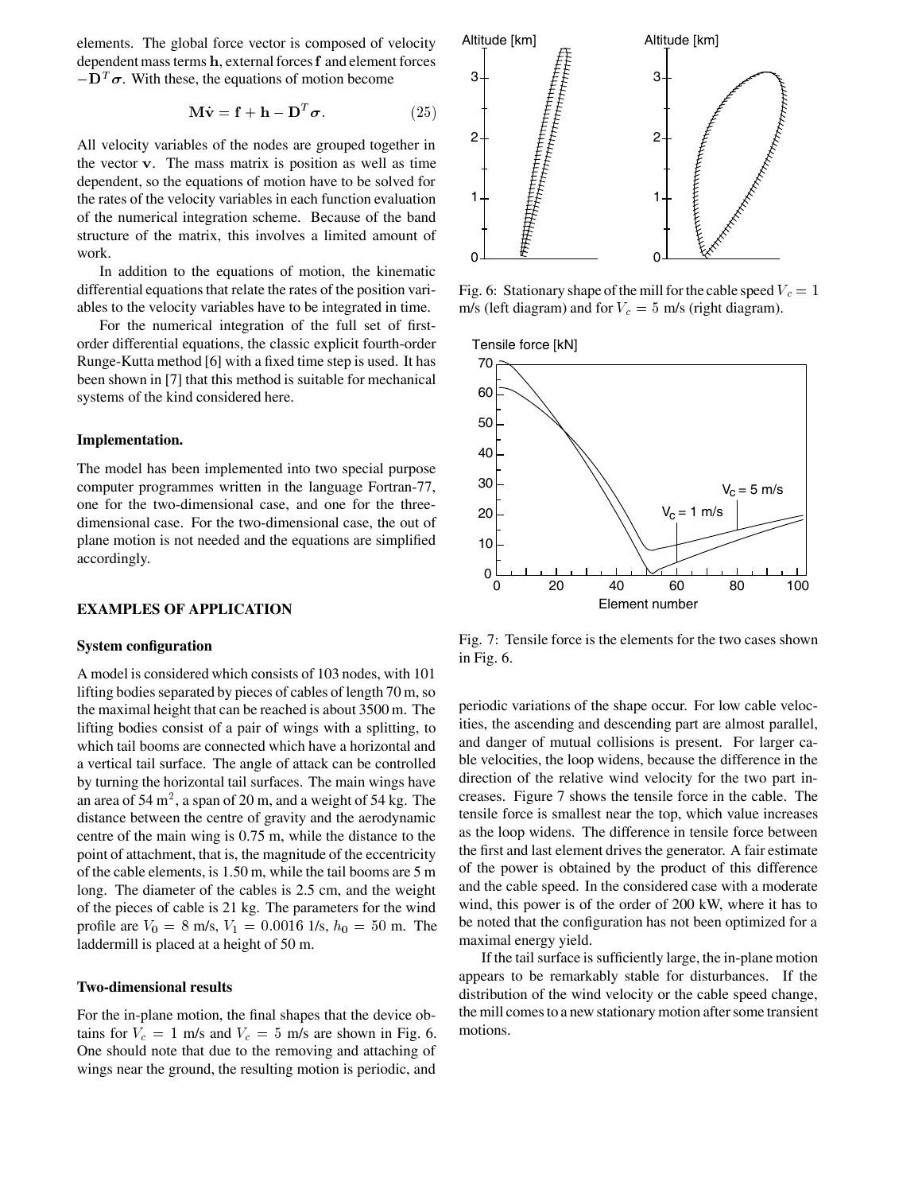elements. The global force vector is composed of velocity dependent mass terms $\mathbf{h}$, external forces $\mathbf{f}$ and element forces $-\mathbf{D}^T\boldsymbol{\sigma}$. With these, the equations of motion become

$$\mathbf{M}\dot{\mathbf{v}} = \mathbf{f} + \mathbf{h} - \mathbf{D}^T\boldsymbol{\sigma}. \tag{25}$$

All velocity variables of the nodes are grouped together in the vector $\mathbf{v}$. The mass matrix is position as well as time dependent, so the equations of motion have to be solved for the rates of the velocity variables in each function evaluation of the numerical integration scheme. Because of the band structure of the matrix, this involves a limited amount of work.

In addition to the equations of motion, the kinematic differential equations that relate the rates of the position variables to the velocity variables have to be integrated in time.

For the numerical integration of the full set of first-order differential equations, the classic explicit fourth-order Runge-Kutta method [6] with a fixed time step is used. It has been shown in [7] that this method is suitable for mechanical systems of the kind considered here.

### Implementation.

The model has been implemented into two special purpose computer programmes written in the language Fortran-77, one for the two-dimensional case, and one for the three-dimensional case. For the two-dimensional case, the out of plane motion is not needed and the equations are simplified accordingly.

## EXAMPLES OF APPLICATION

### System configuration

A model is considered which consists of 103 nodes, with 101 lifting bodies separated by pieces of cables of length 70 m, so the maximal height that can be reached is about 3500 m. The lifting bodies consist of a pair of wings with a splitting, to which tail booms are connected which have a horizontal and a vertical tail surface. The angle of attack can be controlled by turning the horizontal tail surfaces. The main wings have an area of 54 m$^2$, a span of 20 m, and a weight of 54 kg. The distance between the centre of gravity and the aerodynamic centre of the main wing is 0.75 m, while the distance to the point of attachment, that is, the magnitude of the eccentricity of the cable elements, is 1.50 m, while the tail booms are 5 m long. The diameter of the cables is 2.5 cm, and the weight of the pieces of cable is 21 kg. The parameters for the wind profile are $V_0 = 8$ m/s, $V_1 = 0.0016$ 1/s, $h_0 = 50$ m. The laddermill is placed at a height of 50 m.

### Two-dimensional results

For the in-plane motion, the final shapes that the device obtains for $V_c = 1$ m/s and $V_c = 5$ m/s are shown in Fig. 6. One should note that due to the removing and attaching of wings near the ground, the resulting motion is periodic, and periodic variations of the shape occur. For low cable velocities, the ascending and descending part are almost parallel, and danger of mutual collisions is present. For larger cable velocities, the loop widens, because the difference in the direction of the relative wind velocity for the two part increases. Figure 7 shows the tensile force in the cable. The tensile force is smallest near the top, which value increases as the loop widens. The difference in tensile force between the first and last element drives the generator. A fair estimate of the power is obtained by the product of this difference and the cable speed. In the considered case with a moderate wind, this power is of the order of 200 kW, where it has to be noted that the configuration has not been optimized for a maximal energy yield.

If the tail surface is sufficiently large, the in-plane motion appears to be remarkably stable for disturbances. If the distribution of the wind velocity or the cable speed change, the mill comes to a new stationary motion after some transient motions.

Fig. 6: Stationary shape of the mill for the cable speed $V_c = 1$ m/s (left diagram) and for $V_c = 5$ m/s (right diagram).

Fig. 7: Tensile force is the elements for the two cases shown in Fig. 6.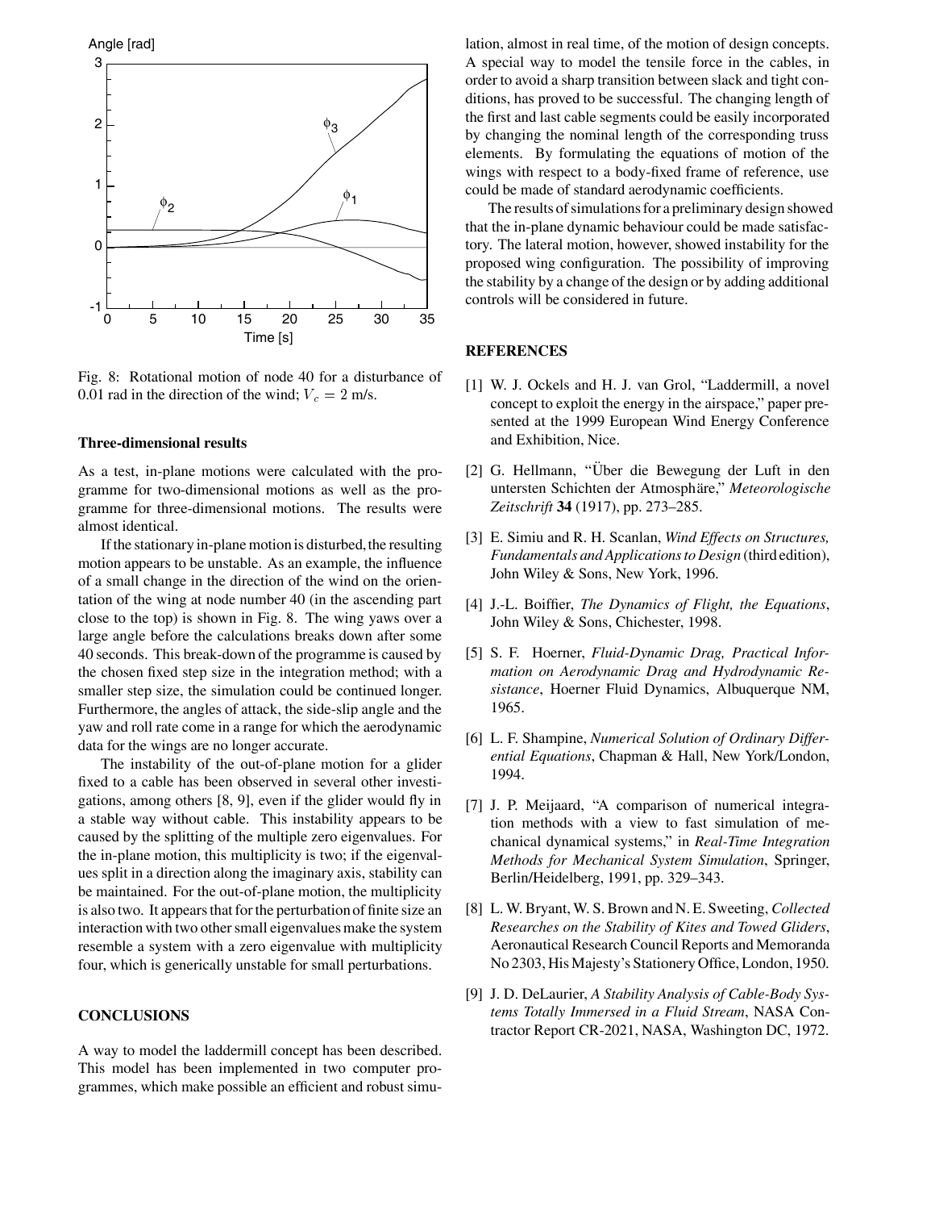Angle [rad]

3

2

1

0

-1

0 5 10 15 20 25 30 35

Time [s]

$\phi_3$

$\phi_2$

$\phi_1$

Fig. 8: Rotational motion of node 40 for a disturbance of 0.01 rad in the direction of the wind; $V_c = 2$ m/s.

### Three-dimensional results

As a test, in-plane motions were calculated with the programme for two-dimensional motions as well as the programme for three-dimensional motions. The results were almost identical.

If the stationary in-plane motion is disturbed, the resulting motion appears to be unstable. As an example, the influence of a small change in the direction of the wind on the orientation of the wing at node number 40 (in the ascending part close to the top) is shown in Fig. 8. The wing yaws over a large angle before the calculations breaks down after some 40 seconds. This break-down of the programme is caused by the chosen fixed step size in the integration method; with a smaller step size, the simulation could be continued longer. Furthermore, the angles of attack, the side-slip angle and the yaw and roll rate come in a range for which the aerodynamic data for the wings are no longer accurate.

The instability of the out-of-plane motion for a glider fixed to a cable has been observed in several other investigations, among others [8, 9], even if the glider would fly in a stable way without cable. This instability appears to be caused by the splitting of the multiple zero eigenvalues. For the in-plane motion, this multiplicity is two; if the eigenvalues split in a direction along the imaginary axis, stability can be maintained. For the out-of-plane motion, the multiplicity is also two. It appears that for the perturbation of finite size an interaction with two other small eigenvalues make the system resemble a system with a zero eigenvalue with multiplicity four, which is generically unstable for small perturbations.

## CONCLUSIONS

A way to model the laddermill concept has been described. This model has been implemented in two computer programmes, which make possible an efficient and robust simulation, almost in real time, of the motion of design concepts. A special way to model the tensile force in the cables, in order to avoid a sharp transition between slack and tight conditions, has proved to be successful. The changing length of the first and last cable segments could be easily incorporated by changing the nominal length of the corresponding truss elements. By formulating the equations of motion of the wings with respect to a body-fixed frame of reference, use could be made of standard aerodynamic coefficients.

The results of simulations for a preliminary design showed that the in-plane dynamic behaviour could be made satisfactory. The lateral motion, however, showed instability for the proposed wing configuration. The possibility of improving the stability by a change of the design or by adding additional controls will be considered in future.

## REFERENCES

[1] W. J. Ockels and H. J. van Grol, "Laddermill, a novel concept to exploit the energy in the airspace," paper presented at the 1999 European Wind Energy Conference and Exhibition, Nice.

[2] G. Hellmann, "Über die Bewegung der Luft in den untersten Schichten der Atmosphäre," *Meteorologische Zeitschrift* **34** (1917), pp. 273–285.

[3] E. Simiu and R. H. Scanlan, *Wind Effects on Structures, Fundamentals and Applications to Design* (third edition), John Wiley & Sons, New York, 1996.

[4] J.-L. Boiffier, *The Dynamics of Flight, the Equations*, John Wiley & Sons, Chichester, 1998.

[5] S. F. Hoerner, *Fluid-Dynamic Drag, Practical Information on Aerodynamic Drag and Hydrodynamic Resistance*, Hoerner Fluid Dynamics, Albuquerque NM, 1965.

[6] L. F. Shampine, *Numerical Solution of Ordinary Differential Equations*, Chapman & Hall, New York/London, 1994.

[7] J. P. Meijaard, "A comparison of numerical integration methods with a view to fast simulation of mechanical dynamical systems," in *Real-Time Integration Methods for Mechanical System Simulation*, Springer, Berlin/Heidelberg, 1991, pp. 329–343.

[8] L. W. Bryant, W. S. Brown and N. E. Sweeting, *Collected Researches on the Stability of Kites and Towed Gliders*, Aeronautical Research Council Reports and Memoranda No 2303, His Majesty's Stationery Office, London, 1950.

[9] J. D. DeLaurier, *A Stability Analysis of Cable-Body Systems Totally Immersed in a Fluid Stream*, NASA Contractor Report CR-2021, NASA, Washington DC, 1972.